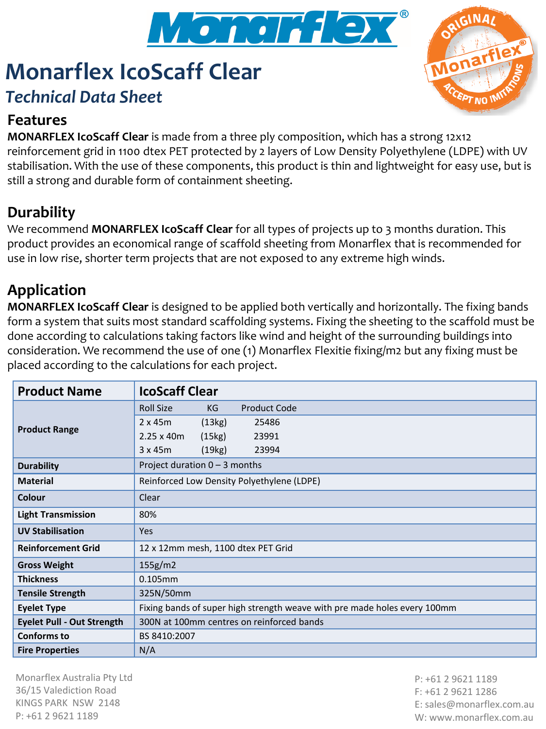# Monarflex IcoScaff Clear

## *Technical Data Sheet*

## Features

**MONARFLEX IcoScaff Clear** is made from a three ply composition, which has a strong 12x12 reinforcement grid in 1100 dtex PET protected by 2 layers of Low Density Polyethylene (LDPE) with UV stabilisation. With the use of these components, this product is thin and lightweight for easy use, but is still a strong and durable form of containment sheeting.

## Durability

We recommend **MONARFLEX IcoScaff Clear** for all types of projects up to 3 months duration. This product provides an economical range of scaffold sheeting from Monarflex that is recommended for use in low rise, shorter term projects that are not exposed to any extreme high winds.

## Application

**MONARFLEX IcoScaff Clear** is designed to be applied both vertically and horizontally. The fixing bands form a system that suits most standard scaffolding systems. Fixing the sheeting to the scaffold must be done according to calculations taking factors like wind and height of the surrounding buildings into consideration. We recommend the use of one (1) Monarflex Flexitie fixing/m2 but any fixing must be placed according to the calculations for each project.

| **Product Name** | **IcoScaff Clear** | | |
|---|---|---|---|
| **Product Range** | Roll Size | KG | Product Code |
| | 2 x 45m | (13kg) | 25486 |
| | 2.25 x 40m | (15kg) | 23991 |
| | 3 x 45m | (19kg) | 23994 |
| **Durability** | Project duration 0 – 3 months | | |
| **Material** | Reinforced Low Density Polyethylene (LDPE) | | |
| **Colour** | Clear | | |
| **Light Transmission** | 80% | | |
| **UV Stabilisation** | Yes | | |
| **Reinforcement Grid** | 12 x 12mm mesh, 1100 dtex PET Grid | | |
| **Gross Weight** | 155g/m2 | | |
| **Thickness** | 0.105mm | | |
| **Tensile Strength** | 325N/50mm | | |
| **Eyelet Type** | Fixing bands of super high strength weave with pre made holes every 100mm | | |
| **Eyelet Pull - Out Strength** | 300N at 100mm centres on reinforced bands | | |
| **Conforms to** | BS 8410:2007 | | |
| **Fire Properties** | N/A | | |

Monarflex Australia Pty Ltd
36/15 Valediction Road
KINGS PARK NSW 2148
P: +61 2 9621 1189

P: +61 2 9621 1189
F: +61 2 9621 1286
E: sales@monarflex.com.au
W: www.monarflex.com.au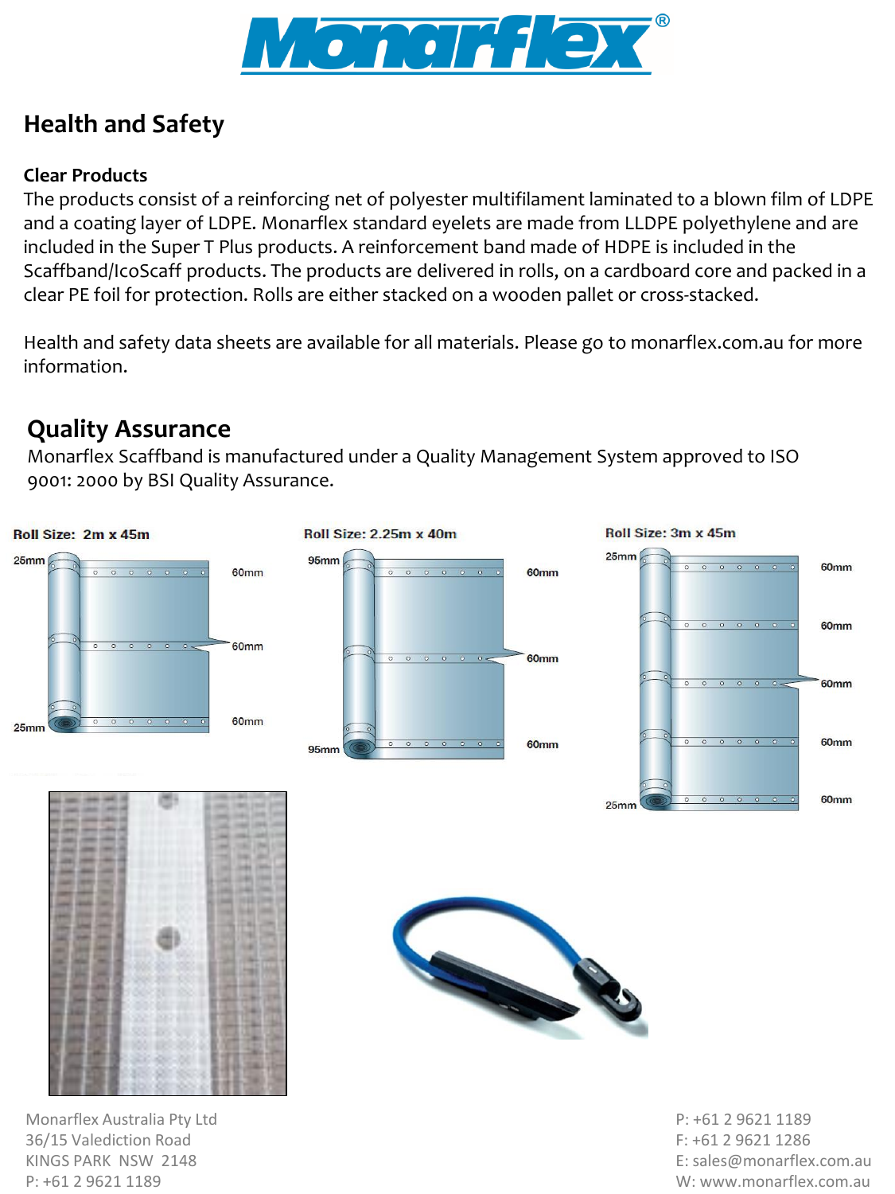## Health and Safety

**Clear Products**

The products consist of a reinforcing net of polyester multifilament laminated to a blown film of LDPE and a coating layer of LDPE. Monarflex standard eyelets are made from LLDPE polyethylene and are included in the Super T Plus products. A reinforcement band made of HDPE is included in the Scaffband/IcoScaff products. The products are delivered in rolls, on a cardboard core and packed in a clear PE foil for protection. Rolls are either stacked on a wooden pallet or cross-stacked.

Health and safety data sheets are available for all materials. Please go to monarflex.com.au for more information.

## Quality Assurance

Monarflex Scaffband is manufactured under a Quality Management System approved to ISO 9001: 2000 by BSI Quality Assurance.

Roll Size: 2m x 45m

25mm
60mm
60mm
25mm
60mm

Roll Size: 2.25m x 40m

95mm
60mm
60mm
95mm
60mm

Roll Size: 3m x 45m

25mm
60mm
60mm
60mm
60mm
25mm
60mm

Monarflex Australia Pty Ltd
36/15 Valediction Road
KINGS PARK NSW 2148
P: +61 2 9621 1189

P: +61 2 9621 1189
F: +61 2 9621 1286
E: sales@monarflex.com.au
W: www.monarflex.com.au